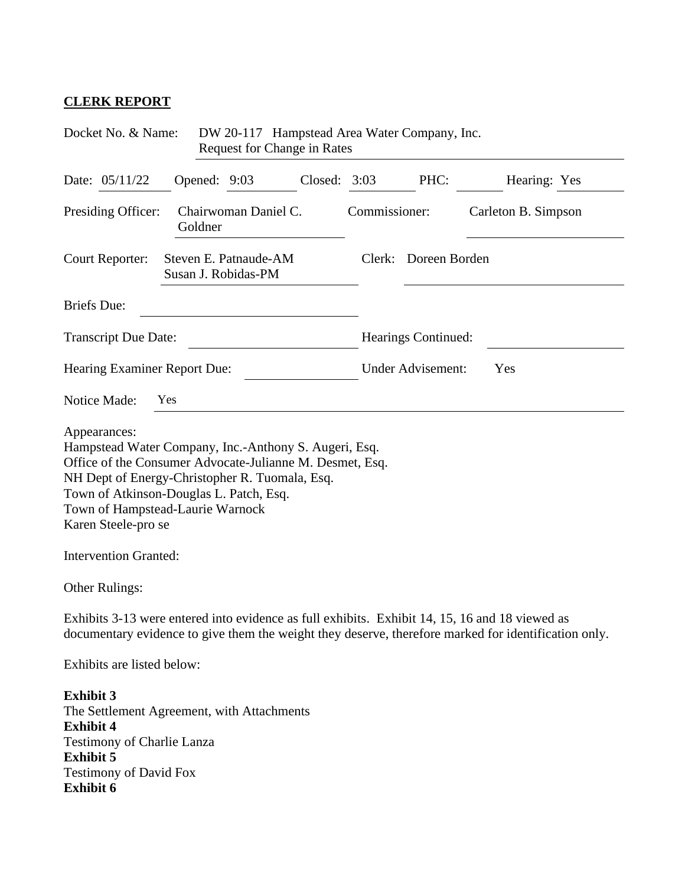**CLERK REPORT**

Docket No. & Name: DW 20-117 Hampstead Area Water Company, Inc. Request for Change in Rates

Date: 05/11/22 Opened: 9:03 Closed: 3:03 PHC: Hearing: Yes

Presiding Officer: Chairwoman Daniel C. Goldner Commissioner: Carleton B. Simpson

Court Reporter: Steven E. Patnaude-AM Susan J. Robidas-PM Clerk: Doreen Borden

Briefs Due:

Transcript Due Date: Hearings Continued:

Hearing Examiner Report Due: Under Advisement: Yes

Notice Made: Yes

Appearances:
Hampstead Water Company, Inc.-Anthony S. Augeri, Esq.
Office of the Consumer Advocate-Julianne M. Desmet, Esq.
NH Dept of Energy-Christopher R. Tuomala, Esq.
Town of Atkinson-Douglas L. Patch, Esq.
Town of Hampstead-Laurie Warnock
Karen Steele-pro se

Intervention Granted:

Other Rulings:

Exhibits 3-13 were entered into evidence as full exhibits. Exhibit 14, 15, 16 and 18 viewed as documentary evidence to give them the weight they deserve, therefore marked for identification only.

Exhibits are listed below:

**Exhibit 3**
The Settlement Agreement, with Attachments
**Exhibit 4**
Testimony of Charlie Lanza
**Exhibit 5**
Testimony of David Fox
**Exhibit 6**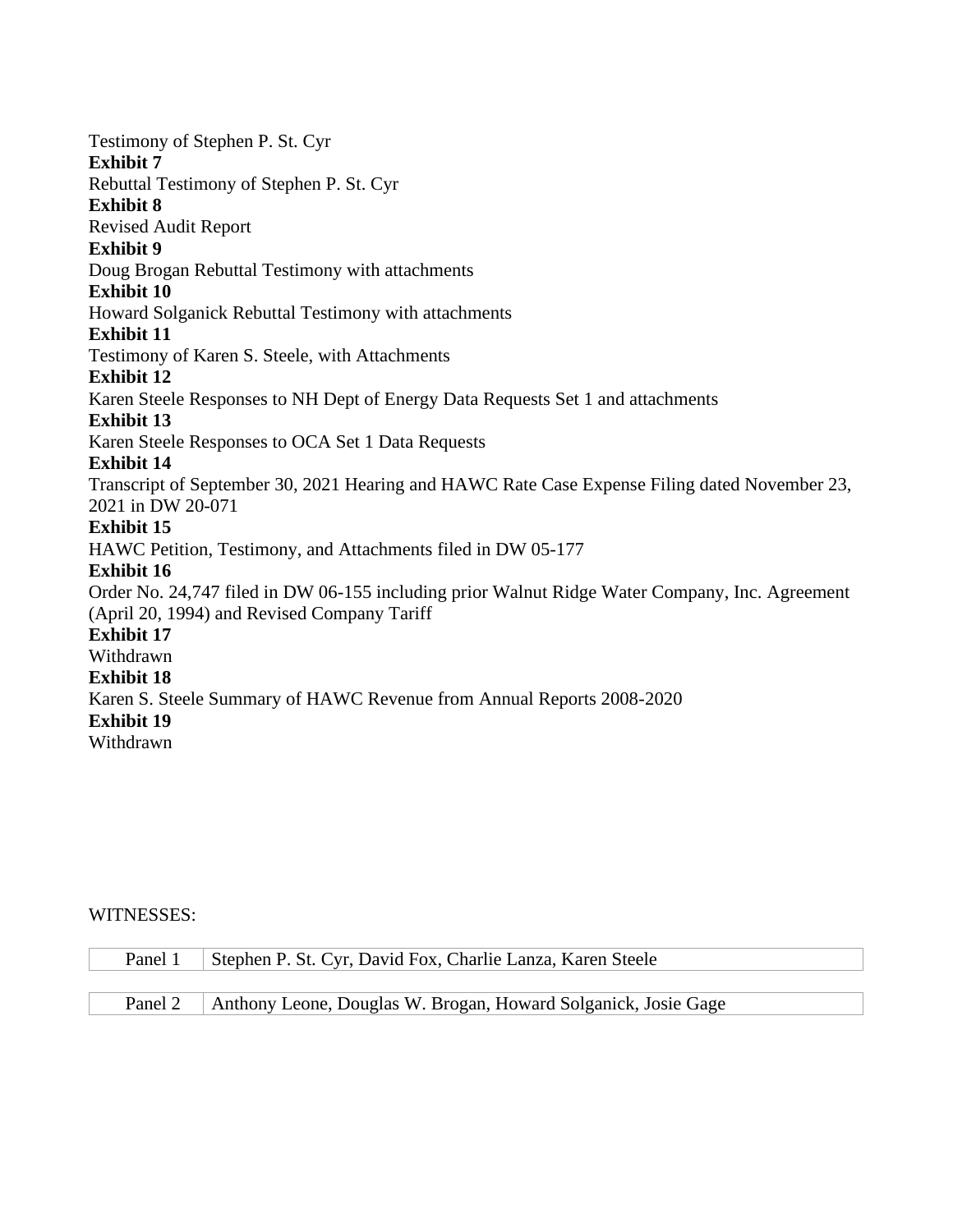Testimony of Stephen P. St. Cyr

**Exhibit 7**

Rebuttal Testimony of Stephen P. St. Cyr

**Exhibit 8**

Revised Audit Report

**Exhibit 9**

Doug Brogan Rebuttal Testimony with attachments

**Exhibit 10**

Howard Solganick Rebuttal Testimony with attachments

**Exhibit 11**

Testimony of Karen S. Steele, with Attachments

**Exhibit 12**

Karen Steele Responses to NH Dept of Energy Data Requests Set 1 and attachments

**Exhibit 13**

Karen Steele Responses to OCA Set 1 Data Requests

**Exhibit 14**

Transcript of September 30, 2021 Hearing and HAWC Rate Case Expense Filing dated November 23, 2021 in DW 20-071

**Exhibit 15**

HAWC Petition, Testimony, and Attachments filed in DW 05-177

**Exhibit 16**

Order No. 24,747 filed in DW 06-155 including prior Walnut Ridge Water Company, Inc. Agreement (April 20, 1994) and Revised Company Tariff

**Exhibit 17**

Withdrawn

**Exhibit 18**

Karen S. Steele Summary of HAWC Revenue from Annual Reports 2008-2020

**Exhibit 19**

Withdrawn

WITNESSES:

| | |
|---|---|
| Panel 1 | Stephen P. St. Cyr, David Fox, Charlie Lanza, Karen Steele |
| Panel 2 | Anthony Leone, Douglas W. Brogan, Howard Solganick, Josie Gage |